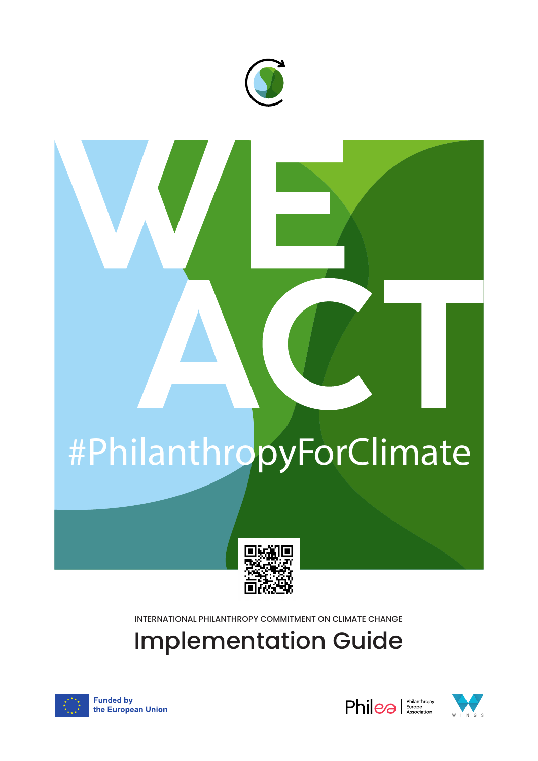# WE ACT

#PhilanthropyForClimate

INTERNATIONAL PHILANTHROPY COMMITMENT ON CLIMATE CHANGE

# Implementation Guide

Funded by the European Union

Philea Philanthropy Europe Association

WINGS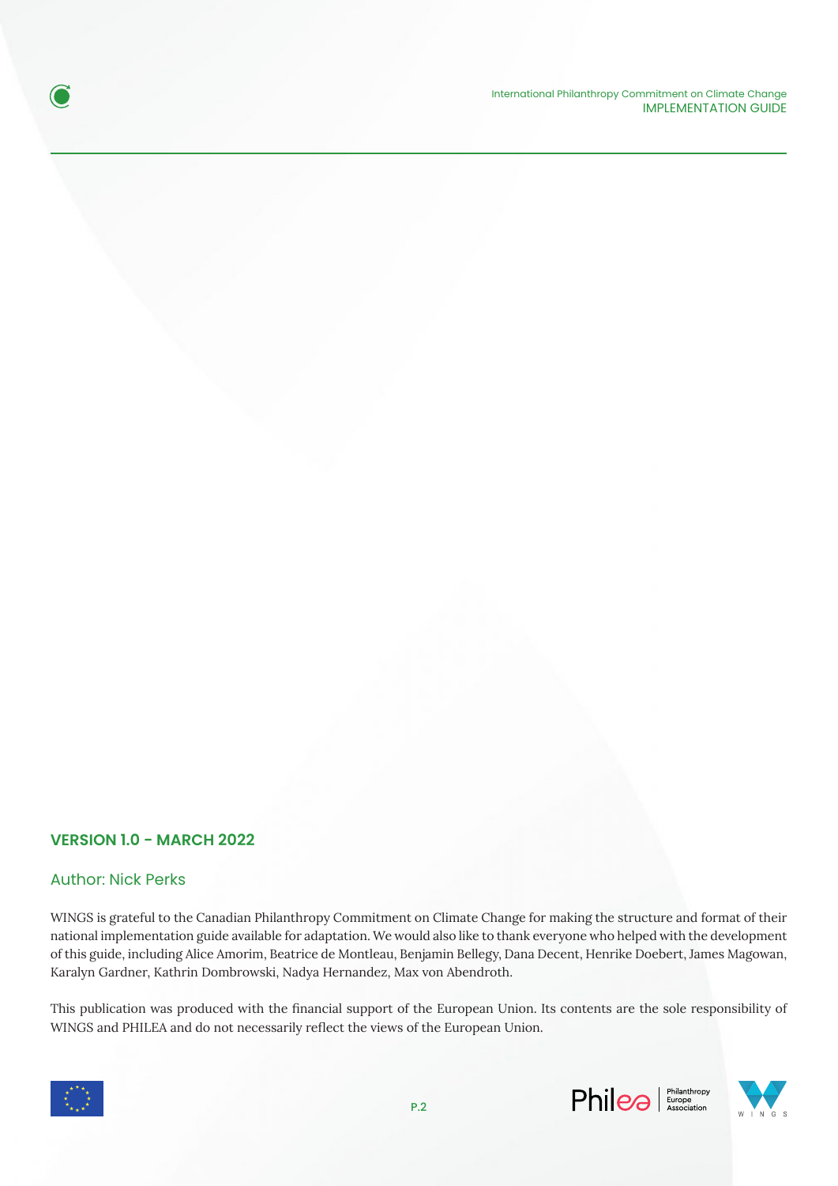**VERSION 1.0 - MARCH 2022**

Author: Nick Perks

WINGS is grateful to the Canadian Philanthropy Commitment on Climate Change for making the structure and format of their national implementation guide available for adaptation. We would also like to thank everyone who helped with the development of this guide, including Alice Amorim, Beatrice de Montleau, Benjamin Bellegy, Dana Decent, Henrike Doebert, James Magowan, Karalyn Gardner, Kathrin Dombrowski, Nadya Hernandez, Max von Abendroth.

This publication was produced with the financial support of the European Union. Its contents are the sole responsibility of WINGS and PHILEA and do not necessarily reflect the views of the European Union.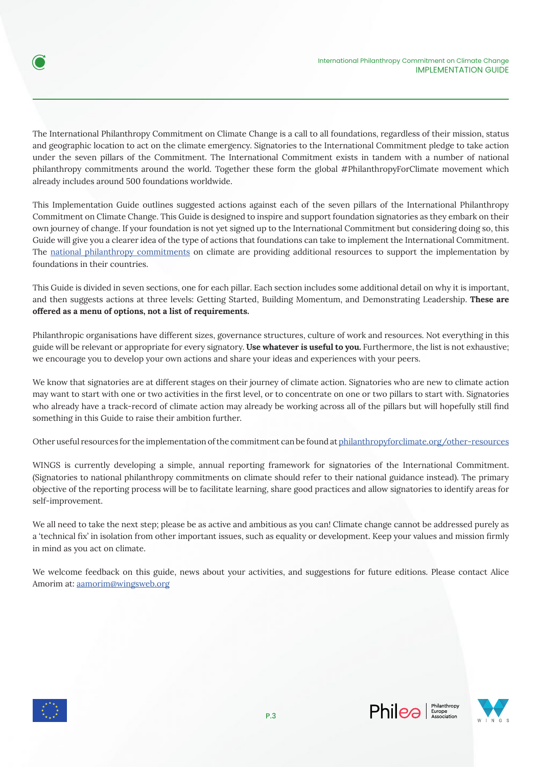The International Philanthropy Commitment on Climate Change is a call to all foundations, regardless of their mission, status and geographic location to act on the climate emergency. Signatories to the International Commitment pledge to take action under the seven pillars of the Commitment. The International Commitment exists in tandem with a number of national philanthropy commitments around the world. Together these form the global #PhilanthropyForClimate movement which already includes around 500 foundations worldwide.

This Implementation Guide outlines suggested actions against each of the seven pillars of the International Philanthropy Commitment on Climate Change. This Guide is designed to inspire and support foundation signatories as they embark on their own journey of change. If your foundation is not yet signed up to the International Commitment but considering doing so, this Guide will give you a clearer idea of the type of actions that foundations can take to implement the International Commitment. The national philanthropy commitments on climate are providing additional resources to support the implementation by foundations in their countries.

This Guide is divided in seven sections, one for each pillar. Each section includes some additional detail on why it is important, and then suggests actions at three levels: Getting Started, Building Momentum, and Demonstrating Leadership. **These are offered as a menu of options, not a list of requirements.**

Philanthropic organisations have different sizes, governance structures, culture of work and resources. Not everything in this guide will be relevant or appropriate for every signatory. **Use whatever is useful to you.** Furthermore, the list is not exhaustive; we encourage you to develop your own actions and share your ideas and experiences with your peers.

We know that signatories are at different stages on their journey of climate action. Signatories who are new to climate action may want to start with one or two activities in the first level, or to concentrate on one or two pillars to start with. Signatories who already have a track-record of climate action may already be working across all of the pillars but will hopefully still find something in this Guide to raise their ambition further.

Other useful resources for the implementation of the commitment can be found at philanthropyforclimate.org/other-resources

WINGS is currently developing a simple, annual reporting framework for signatories of the International Commitment. (Signatories to national philanthropy commitments on climate should refer to their national guidance instead). The primary objective of the reporting process will be to facilitate learning, share good practices and allow signatories to identify areas for self-improvement.

We all need to take the next step; please be as active and ambitious as you can! Climate change cannot be addressed purely as a 'technical fix' in isolation from other important issues, such as equality or development. Keep your values and mission firmly in mind as you act on climate.

We welcome feedback on this guide, news about your activities, and suggestions for future editions. Please contact Alice Amorim at: aamorim@wingsweb.org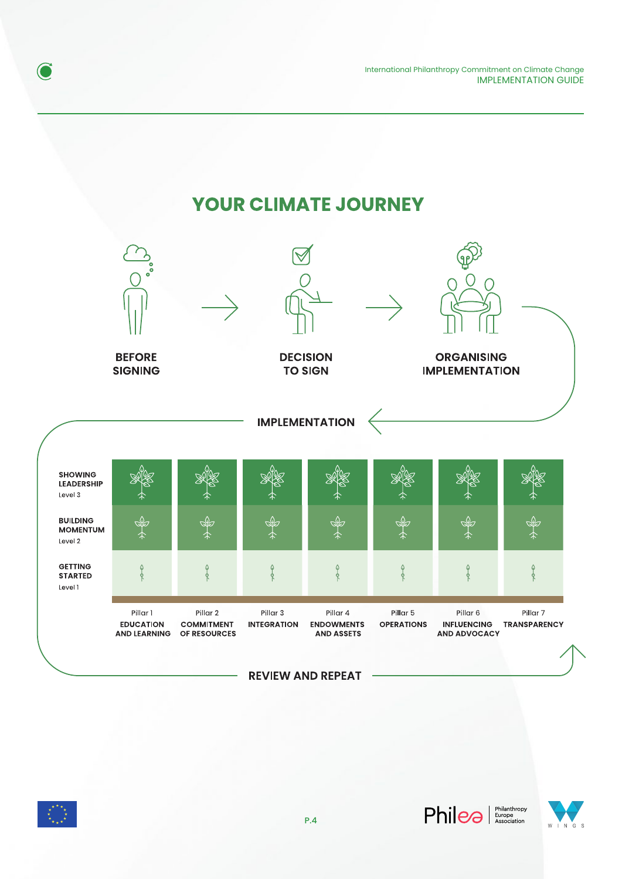# YOUR CLIMATE JOURNEY

**BEFORE SIGNING** → **DECISION TO SIGN** → **ORGANISING IMPLEMENTATION**

**IMPLEMENTATION**

| | Pillar 1 EDUCATION AND LEARNING | Pillar 2 COMMITMENT OF RESOURCES | Pillar 3 INTEGRATION | Pillar 4 ENDOWMENTS AND ASSETS | Pillar 5 OPERATIONS | Pillar 6 INFLUENCING AND ADVOCACY | Pillar 7 TRANSPARENCY |
|---|---|---|---|---|---|---|---|
| **SHOWING LEADERSHIP** Level 3 | | | | | | | |
| **BUILDING MOMENTUM** Level 2 | | | | | | | |
| **GETTING STARTED** Level 1 | | | | | | | |

**REVIEW AND REPEAT**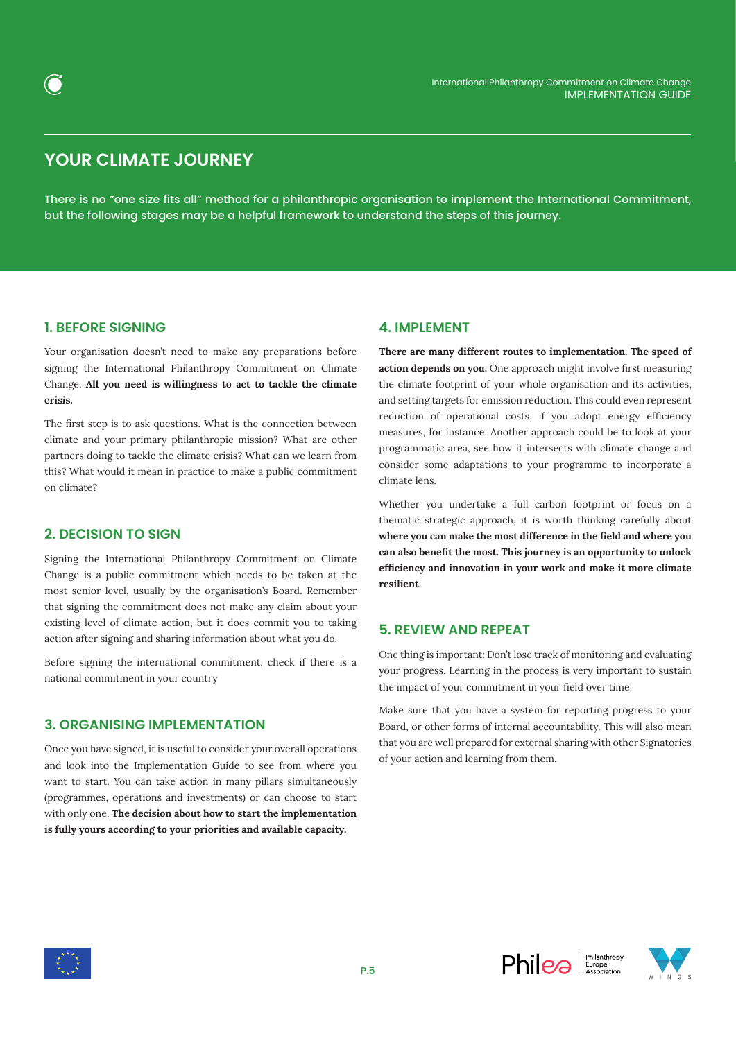# YOUR CLIMATE JOURNEY

**There is no "one size fits all" method for a philanthropic organisation to implement the International Commitment, but the following stages may be a helpful framework to understand the steps of this journey.**

## 1. BEFORE SIGNING

Your organisation doesn't need to make any preparations before signing the International Philanthropy Commitment on Climate Change. **All you need is willingness to act to tackle the climate crisis.**

The first step is to ask questions. What is the connection between climate and your primary philanthropic mission? What are other partners doing to tackle the climate crisis? What can we learn from this? What would it mean in practice to make a public commitment on climate?

## 2. DECISION TO SIGN

Signing the International Philanthropy Commitment on Climate Change is a public commitment which needs to be taken at the most senior level, usually by the organisation's Board. Remember that signing the commitment does not make any claim about your existing level of climate action, but it does commit you to taking action after signing and sharing information about what you do.

Before signing the international commitment, check if there is a national commitment in your country

## 3. ORGANISING IMPLEMENTATION

Once you have signed, it is useful to consider your overall operations and look into the Implementation Guide to see from where you want to start. You can take action in many pillars simultaneously (programmes, operations and investments) or can choose to start with only one. **The decision about how to start the implementation is fully yours according to your priorities and available capacity.**

## 4. IMPLEMENT

**There are many different routes to implementation. The speed of action depends on you.** One approach might involve first measuring the climate footprint of your whole organisation and its activities, and setting targets for emission reduction. This could even represent reduction of operational costs, if you adopt energy efficiency measures, for instance. Another approach could be to look at your programmatic area, see how it intersects with climate change and consider some adaptations to your programme to incorporate a climate lens.

Whether you undertake a full carbon footprint or focus on a thematic strategic approach, it is worth thinking carefully about **where you can make the most difference in the field and where you can also benefit the most. This journey is an opportunity to unlock efficiency and innovation in your work and make it more climate resilient.**

## 5. REVIEW AND REPEAT

One thing is important: Don't lose track of monitoring and evaluating your progress. Learning in the process is very important to sustain the impact of your commitment in your field over time.

Make sure that you have a system for reporting progress to your Board, or other forms of internal accountability. This will also mean that you are well prepared for external sharing with other Signatories of your action and learning from them.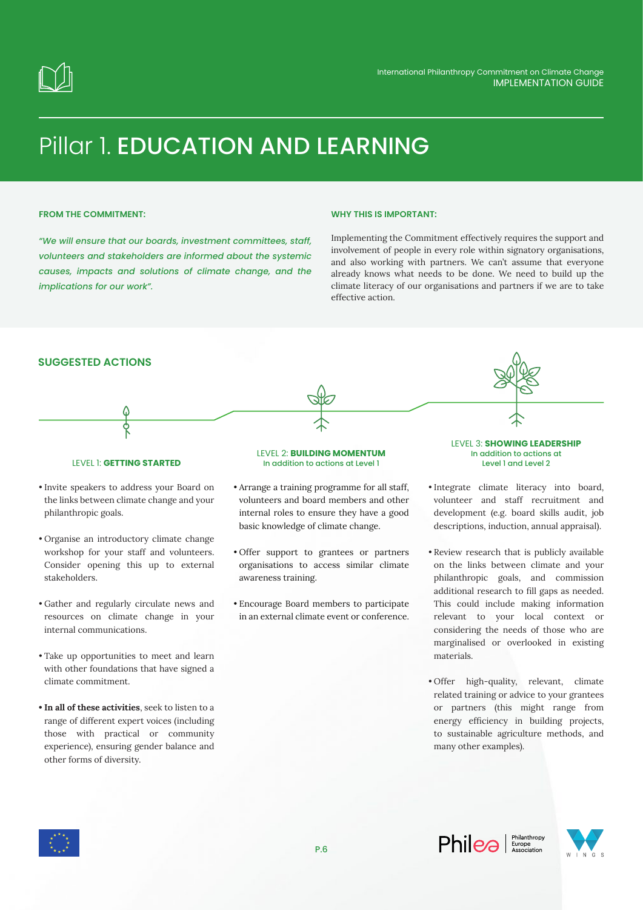# Pillar 1. EDUCATION AND LEARNING

**FROM THE COMMITMENT:**

*"We will ensure that our boards, investment committees, staff, volunteers and stakeholders are informed about the systemic causes, impacts and solutions of climate change, and the implications for our work".*

**WHY THIS IS IMPORTANT:**

Implementing the Commitment effectively requires the support and involvement of people in every role within signatory organisations, and also working with partners. We can't assume that everyone already knows what needs to be done. We need to build up the climate literacy of our organisations and partners if we are to take effective action.

## SUGGESTED ACTIONS

### LEVEL 1: GETTING STARTED

- Invite speakers to address your Board on the links between climate change and your philanthropic goals.
- Organise an introductory climate change workshop for your staff and volunteers. Consider opening this up to external stakeholders.
- Gather and regularly circulate news and resources on climate change in your internal communications.
- Take up opportunities to meet and learn with other foundations that have signed a climate commitment.
- **In all of these activities**, seek to listen to a range of different expert voices (including those with practical or community experience), ensuring gender balance and other forms of diversity.

### LEVEL 2: BUILDING MOMENTUM

In addition to actions at Level 1

- Arrange a training programme for all staff, volunteers and board members and other internal roles to ensure they have a good basic knowledge of climate change.
- Offer support to grantees or partners organisations to access similar climate awareness training.
- Encourage Board members to participate in an external climate event or conference.

### LEVEL 3: SHOWING LEADERSHIP

In addition to actions at Level 1 and Level 2

- Integrate climate literacy into board, volunteer and staff recruitment and development (e.g. board skills audit, job descriptions, induction, annual appraisal).
- Review research that is publicly available on the links between climate and your philanthropic goals, and commission additional research to fill gaps as needed. This could include making information relevant to your local context or considering the needs of those who are marginalised or overlooked in existing materials.
- Offer high-quality, relevant, climate related training or advice to your grantees or partners (this might range from energy efficiency in building projects, to sustainable agriculture methods, and many other examples).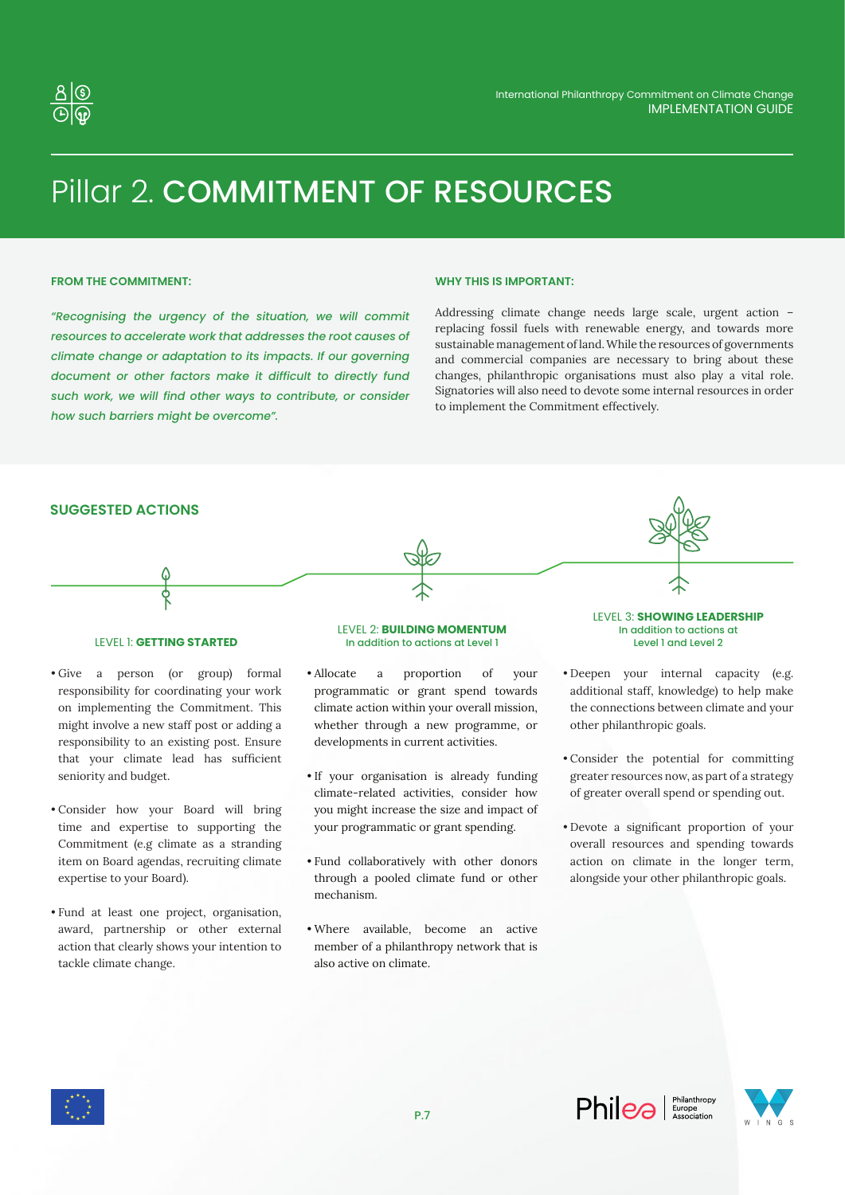# Pillar 2. COMMITMENT OF RESOURCES

**FROM THE COMMITMENT:**

*"Recognising the urgency of the situation, we will commit resources to accelerate work that addresses the root causes of climate change or adaptation to its impacts. If our governing document or other factors make it difficult to directly fund such work, we will find other ways to contribute, or consider how such barriers might be overcome".*

**WHY THIS IS IMPORTANT:**

Addressing climate change needs large scale, urgent action – replacing fossil fuels with renewable energy, and towards more sustainable management of land. While the resources of governments and commercial companies are necessary to bring about these changes, philanthropic organisations must also play a vital role. Signatories will also need to devote some internal resources in order to implement the Commitment effectively.

## SUGGESTED ACTIONS

### LEVEL 1: **GETTING STARTED**

- Give a person (or group) formal responsibility for coordinating your work on implementing the Commitment. This might involve a new staff post or adding a responsibility to an existing post. Ensure that your climate lead has sufficient seniority and budget.
- Consider how your Board will bring time and expertise to supporting the Commitment (e.g climate as a stranding item on Board agendas, recruiting climate expertise to your Board).
- Fund at least one project, organisation, award, partnership or other external action that clearly shows your intention to tackle climate change.

### LEVEL 2: **BUILDING MOMENTUM**

In addition to actions at Level 1

- Allocate a proportion of your programmatic or grant spend towards climate action within your overall mission, whether through a new programme, or developments in current activities.
- If your organisation is already funding climate-related activities, consider how you might increase the size and impact of your programmatic or grant spending.
- Fund collaboratively with other donors through a pooled climate fund or other mechanism.
- Where available, become an active member of a philanthropy network that is also active on climate.

### LEVEL 3: **SHOWING LEADERSHIP**

In addition to actions at Level 1 and Level 2

- Deepen your internal capacity (e.g. additional staff, knowledge) to help make the connections between climate and your other philanthropic goals.
- Consider the potential for committing greater resources now, as part of a strategy of greater overall spend or spending out.
- Devote a significant proportion of your overall resources and spending towards action on climate in the longer term, alongside your other philanthropic goals.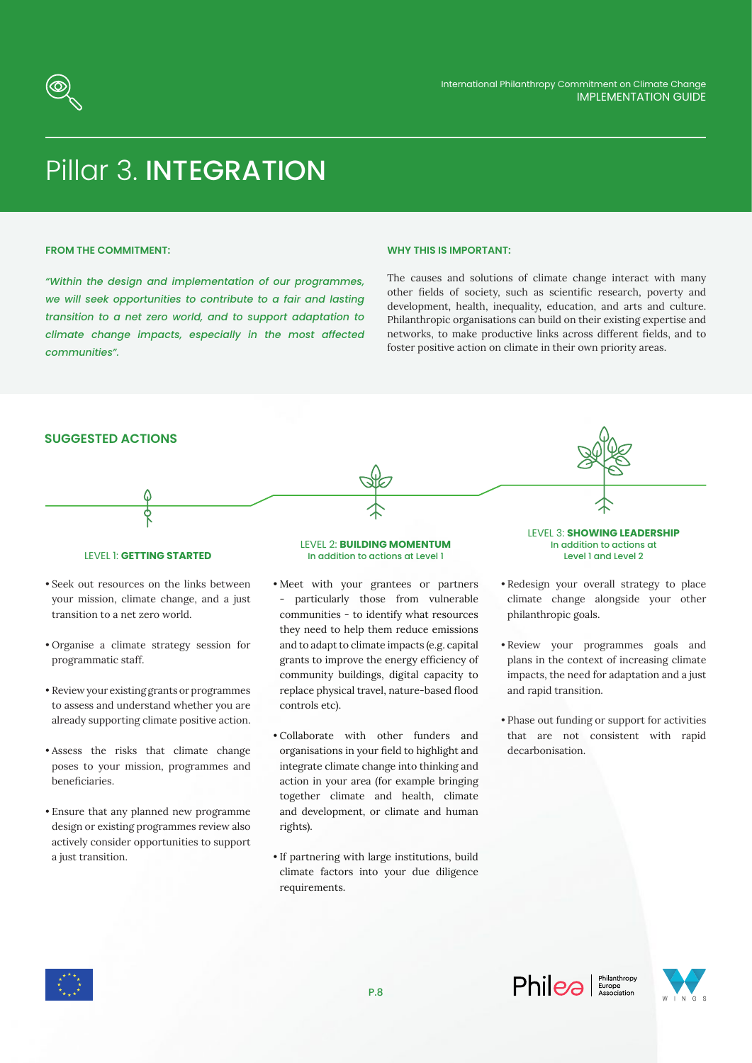# Pillar 3. INTEGRATION

**FROM THE COMMITMENT:**

*"Within the design and implementation of our programmes, we will seek opportunities to contribute to a fair and lasting transition to a net zero world, and to support adaptation to climate change impacts, especially in the most affected communities".*

**WHY THIS IS IMPORTANT:**

The causes and solutions of climate change interact with many other fields of society, such as scientific research, poverty and development, health, inequality, education, and arts and culture. Philanthropic organisations can build on their existing expertise and networks, to make productive links across different fields, and to foster positive action on climate in their own priority areas.

## SUGGESTED ACTIONS

### LEVEL 1: **GETTING STARTED**

- Seek out resources on the links between your mission, climate change, and a just transition to a net zero world.
- Organise a climate strategy session for programmatic staff.
- Review your existing grants or programmes to assess and understand whether you are already supporting climate positive action.
- Assess the risks that climate change poses to your mission, programmes and beneficiaries.
- Ensure that any planned new programme design or existing programmes review also actively consider opportunities to support a just transition.

### LEVEL 2: **BUILDING MOMENTUM**

In addition to actions at Level 1

- Meet with your grantees or partners - particularly those from vulnerable communities - to identify what resources they need to help them reduce emissions and to adapt to climate impacts (e.g. capital grants to improve the energy efficiency of community buildings, digital capacity to replace physical travel, nature-based flood controls etc).
- Collaborate with other funders and organisations in your field to highlight and integrate climate change into thinking and action in your area (for example bringing together climate and health, climate and development, or climate and human rights).
- If partnering with large institutions, build climate factors into your due diligence requirements.

### LEVEL 3: **SHOWING LEADERSHIP**

In addition to actions at Level 1 and Level 2

- Redesign your overall strategy to place climate change alongside your other philanthropic goals.
- Review your programmes goals and plans in the context of increasing climate impacts, the need for adaptation and a just and rapid transition.
- Phase out funding or support for activities that are not consistent with rapid decarbonisation.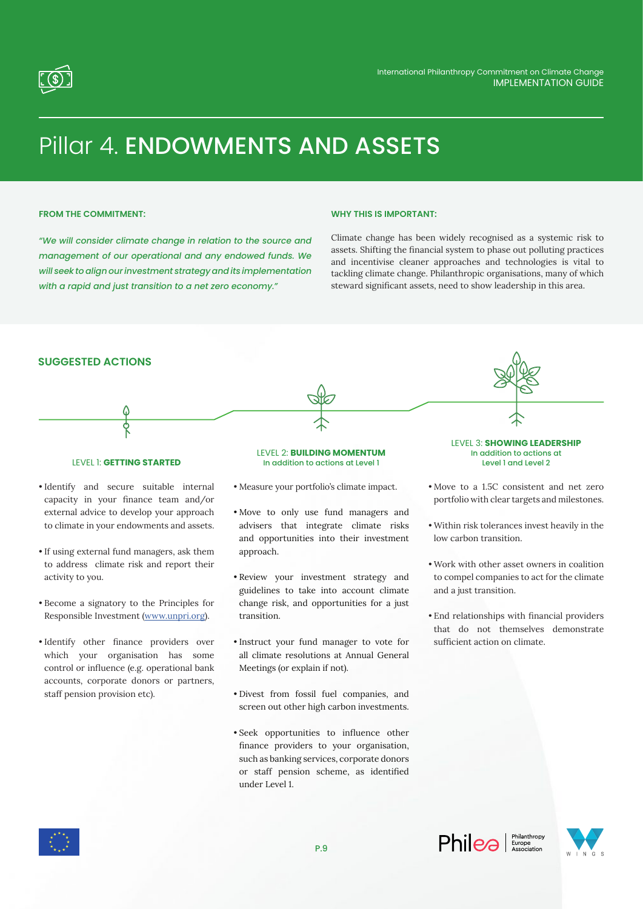# Pillar 4. ENDOWMENTS AND ASSETS

**FROM THE COMMITMENT:**

*"We will consider climate change in relation to the source and management of our operational and any endowed funds. We will seek to align our investment strategy and its implementation with a rapid and just transition to a net zero economy."*

**WHY THIS IS IMPORTANT:**

Climate change has been widely recognised as a systemic risk to assets. Shifting the financial system to phase out polluting practices and incentivise cleaner approaches and technologies is vital to tackling climate change. Philanthropic organisations, many of which steward significant assets, need to show leadership in this area.

## SUGGESTED ACTIONS

### LEVEL 1: GETTING STARTED

- Identify and secure suitable internal capacity in your finance team and/or external advice to develop your approach to climate in your endowments and assets.
- If using external fund managers, ask them to address climate risk and report their activity to you.
- Become a signatory to the Principles for Responsible Investment (www.unpri.org).
- Identify other finance providers over which your organisation has some control or influence (e.g. operational bank accounts, corporate donors or partners, staff pension provision etc).

### LEVEL 2: BUILDING MOMENTUM

In addition to actions at Level 1

- Measure your portfolio's climate impact.
- Move to only use fund managers and advisers that integrate climate risks and opportunities into their investment approach.
- Review your investment strategy and guidelines to take into account climate change risk, and opportunities for a just transition.
- Instruct your fund manager to vote for all climate resolutions at Annual General Meetings (or explain if not).
- Divest from fossil fuel companies, and screen out other high carbon investments.
- Seek opportunities to influence other finance providers to your organisation, such as banking services, corporate donors or staff pension scheme, as identified under Level 1.

### LEVEL 3: SHOWING LEADERSHIP

In addition to actions at Level 1 and Level 2

- Move to a 1.5C consistent and net zero portfolio with clear targets and milestones.
- Within risk tolerances invest heavily in the low carbon transition.
- Work with other asset owners in coalition to compel companies to act for the climate and a just transition.
- End relationships with financial providers that do not themselves demonstrate sufficient action on climate.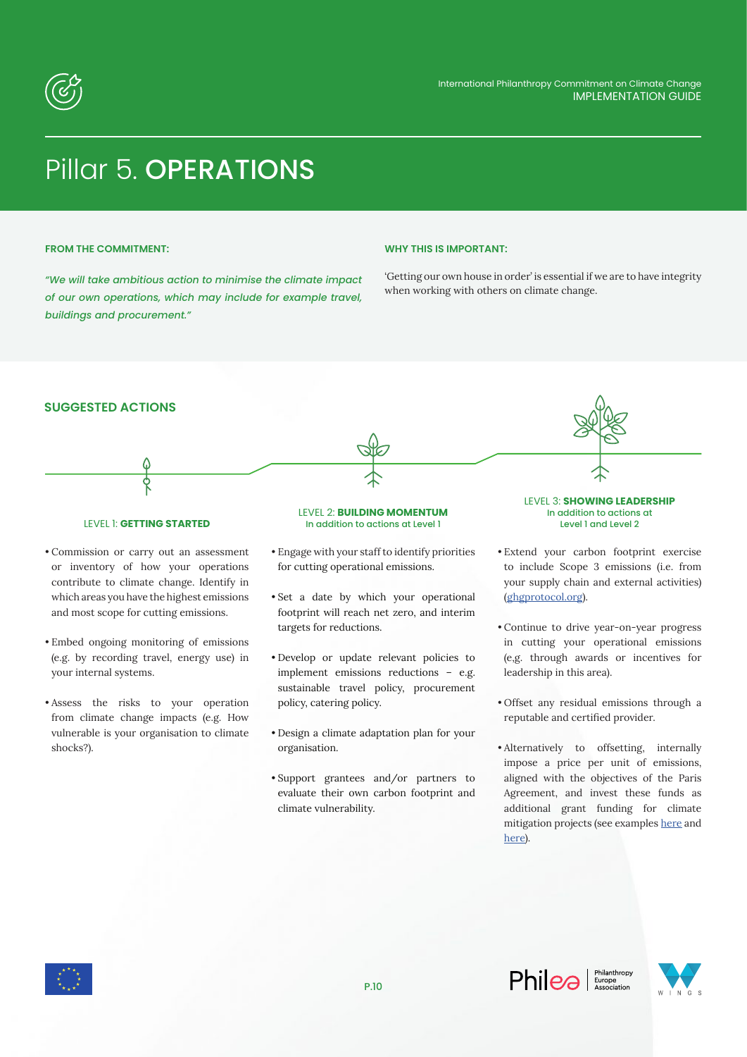# Pillar 5. OPERATIONS

**FROM THE COMMITMENT:**

*"We will take ambitious action to minimise the climate impact of our own operations, which may include for example travel, buildings and procurement."*

**WHY THIS IS IMPORTANT:**

'Getting our own house in order' is essential if we are to have integrity when working with others on climate change.

## SUGGESTED ACTIONS

### LEVEL 1: GETTING STARTED

- Commission or carry out an assessment or inventory of how your operations contribute to climate change. Identify in which areas you have the highest emissions and most scope for cutting emissions.
- Embed ongoing monitoring of emissions (e.g. by recording travel, energy use) in your internal systems.
- Assess the risks to your operation from climate change impacts (e.g. How vulnerable is your organisation to climate shocks?).

### LEVEL 2: BUILDING MOMENTUM

In addition to actions at Level 1

- Engage with your staff to identify priorities for cutting operational emissions.
- Set a date by which your operational footprint will reach net zero, and interim targets for reductions.
- Develop or update relevant policies to implement emissions reductions – e.g. sustainable travel policy, procurement policy, catering policy.
- Design a climate adaptation plan for your organisation.
- Support grantees and/or partners to evaluate their own carbon footprint and climate vulnerability.

### LEVEL 3: SHOWING LEADERSHIP

In addition to actions at Level 1 and Level 2

- Extend your carbon footprint exercise to include Scope 3 emissions (i.e. from your supply chain and external activities) (ghgprotocol.org).
- Continue to drive year-on-year progress in cutting your operational emissions (e.g. through awards or incentives for leadership in this area).
- Offset any residual emissions through a reputable and certified provider.
- Alternatively to offsetting, internally impose a price per unit of emissions, aligned with the objectives of the Paris Agreement, and invest these funds as additional grant funding for climate mitigation projects (see examples here and here).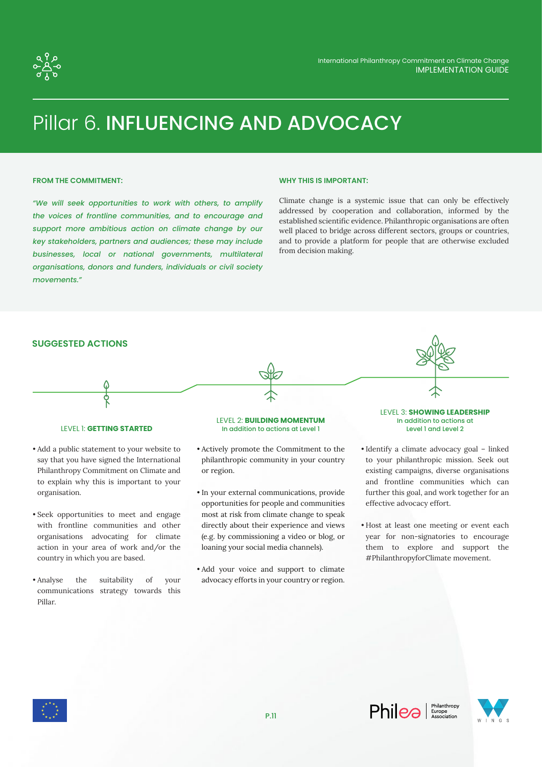# Pillar 6. INFLUENCING AND ADVOCACY

**FROM THE COMMITMENT:**

*"We will seek opportunities to work with others, to amplify the voices of frontline communities, and to encourage and support more ambitious action on climate change by our key stakeholders, partners and audiences; these may include businesses, local or national governments, multilateral organisations, donors and funders, individuals or civil society movements."*

**WHY THIS IS IMPORTANT:**

Climate change is a systemic issue that can only be effectively addressed by cooperation and collaboration, informed by the established scientific evidence. Philanthropic organisations are often well placed to bridge across different sectors, groups or countries, and to provide a platform for people that are otherwise excluded from decision making.

## SUGGESTED ACTIONS

### LEVEL 1: GETTING STARTED

- Add a public statement to your website to say that you have signed the International Philanthropy Commitment on Climate and to explain why this is important to your organisation.
- Seek opportunities to meet and engage with frontline communities and other organisations advocating for climate action in your area of work and/or the country in which you are based.
- Analyse the suitability of your communications strategy towards this Pillar.

### LEVEL 2: BUILDING MOMENTUM

In addition to actions at Level 1

- Actively promote the Commitment to the philanthropic community in your country or region.
- In your external communications, provide opportunities for people and communities most at risk from climate change to speak directly about their experience and views (e.g. by commissioning a video or blog, or loaning your social media channels).
- Add your voice and support to climate advocacy efforts in your country or region.

### LEVEL 3: SHOWING LEADERSHIP

In addition to actions at Level 1 and Level 2

- Identify a climate advocacy goal – linked to your philanthropic mission. Seek out existing campaigns, diverse organisations and frontline communities which can further this goal, and work together for an effective advocacy effort.
- Host at least one meeting or event each year for non-signatories to encourage them to explore and support the #PhilanthropyforClimate movement.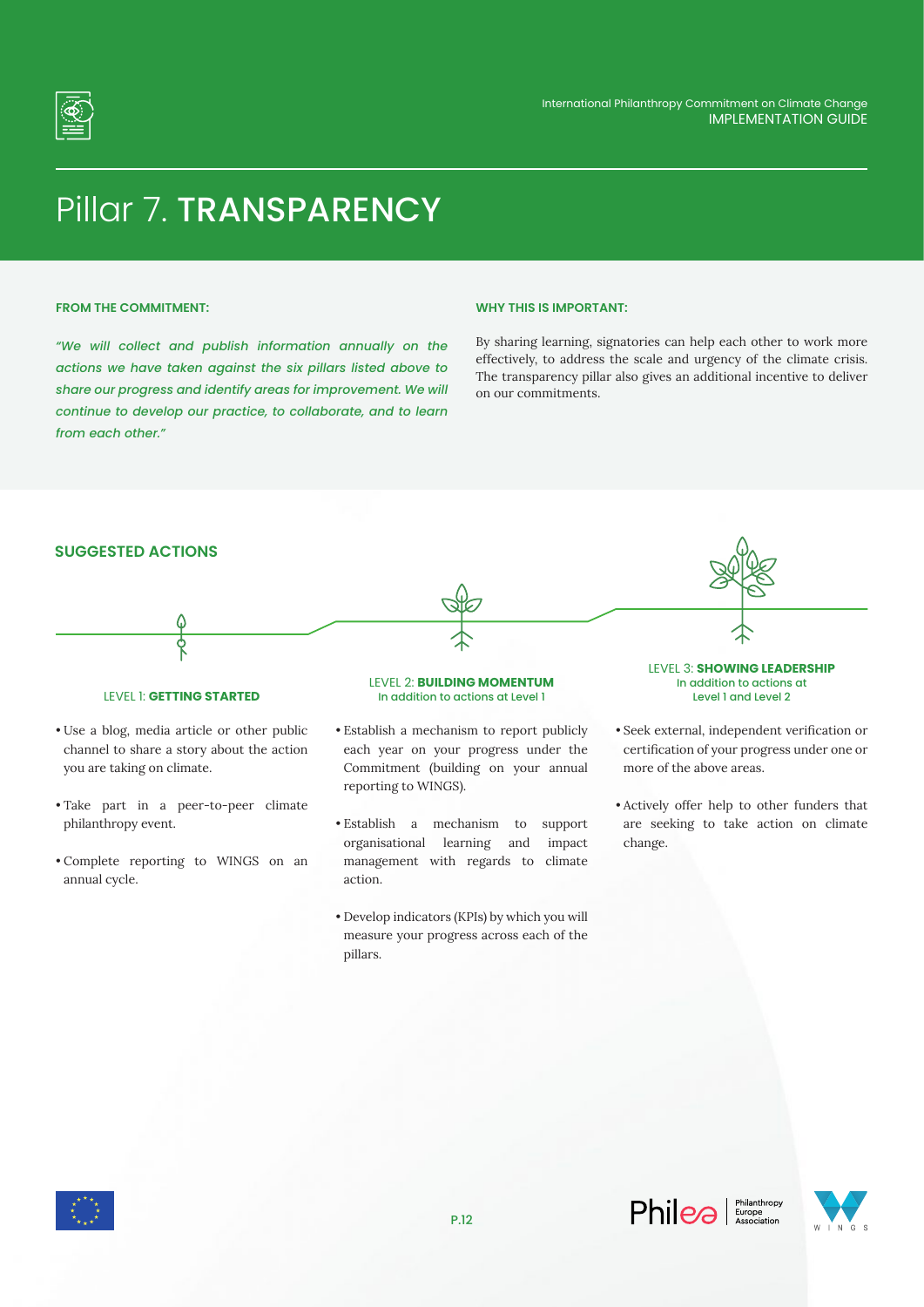# Pillar 7. TRANSPARENCY

**FROM THE COMMITMENT:**

*"We will collect and publish information annually on the actions we have taken against the six pillars listed above to share our progress and identify areas for improvement. We will continue to develop our practice, to collaborate, and to learn from each other."*

**WHY THIS IS IMPORTANT:**

By sharing learning, signatories can help each other to work more effectively, to address the scale and urgency of the climate crisis. The transparency pillar also gives an additional incentive to deliver on our commitments.

## SUGGESTED ACTIONS

### LEVEL 1: **GETTING STARTED**

- Use a blog, media article or other public channel to share a story about the action you are taking on climate.
- Take part in a peer-to-peer climate philanthropy event.
- Complete reporting to WINGS on an annual cycle.

### LEVEL 2: **BUILDING MOMENTUM**

In addition to actions at Level 1

- Establish a mechanism to report publicly each year on your progress under the Commitment (building on your annual reporting to WINGS).
- Establish a mechanism to support organisational learning and impact management with regards to climate action.
- Develop indicators (KPIs) by which you will measure your progress across each of the pillars.

### LEVEL 3: **SHOWING LEADERSHIP**

In addition to actions at Level 1 and Level 2

- Seek external, independent verification or certification of your progress under one or more of the above areas.
- Actively offer help to other funders that are seeking to take action on climate change.